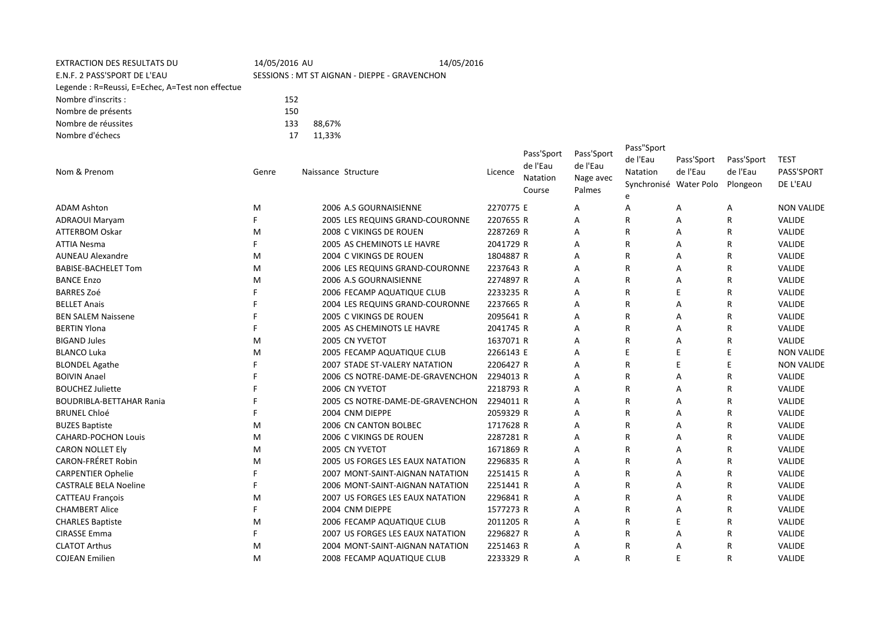EXTRACTION DES RESULTATS DU 14/05/2016 AU 14/05/2016

E.N.F. 2 PASS'SPORT DE L'EAU SESSIONS : MT ST AIGNAN - DIEPPE - GRAVENCHON

Legende : R=Reussi, E=Echec, A=Test non effectue

| | | |
|---|---|---|
| Nombre d'inscrits : | 152 | |
| Nombre de présents | 150 | |
| Nombre de réussites | 133 | 88,67% |
| Nombre d'échecs | 17 | 11,33% |

| Nom & Prenom | Genre | Naissance | Structure | Licence | Pass'Sport de l'Eau Natation Course | Pass'Sport de l'Eau Nage avec Palmes | Pass"Sport de l'Eau Natation Synchronisée | Pass'Sport de l'Eau Water Polo | Pass'Sport de l'Eau Plongeon | TEST PASS'SPORT DE L'EAU |
|---|---|---|---|---|---|---|---|---|---|---|
| ADAM Ashton | M | 2006 | A.S GOURNAISIENNE | 2270775 | E | A | A | A | A | NON VALIDE |
| ADRAOUI Maryam | F | 2005 | LES REQUINS GRAND-COURONNE | 2207655 | R | A | R | A | R | VALIDE |
| ATTERBOM Oskar | M | 2008 | C VIKINGS DE ROUEN | 2287269 | R | A | R | A | R | VALIDE |
| ATTIA Nesma | F | 2005 | AS CHEMINOTS LE HAVRE | 2041729 | R | A | R | A | R | VALIDE |
| AUNEAU Alexandre | M | 2004 | C VIKINGS DE ROUEN | 1804887 | R | A | R | A | R | VALIDE |
| BABISE-BACHELET Tom | M | 2006 | LES REQUINS GRAND-COURONNE | 2237643 | R | A | R | A | R | VALIDE |
| BANCE Enzo | M | 2006 | A.S GOURNAISIENNE | 2274897 | R | A | R | A | R | VALIDE |
| BARRES Zoé | F | 2006 | FECAMP AQUATIQUE CLUB | 2233235 | R | A | R | E | R | VALIDE |
| BELLET Anais | F | 2004 | LES REQUINS GRAND-COURONNE | 2237665 | R | A | R | A | R | VALIDE |
| BEN SALEM Naissene | F | 2005 | C VIKINGS DE ROUEN | 2095641 | R | A | R | A | R | VALIDE |
| BERTIN Ylona | F | 2005 | AS CHEMINOTS LE HAVRE | 2041745 | R | A | R | A | R | VALIDE |
| BIGAND Jules | M | 2005 | CN YVETOT | 1637071 | R | A | R | A | R | VALIDE |
| BLANCO Luka | M | 2005 | FECAMP AQUATIQUE CLUB | 2266143 | E | A | E | E | E | NON VALIDE |
| BLONDEL Agathe | F | 2007 | STADE ST-VALERY NATATION | 2206427 | R | A | R | E | E | NON VALIDE |
| BOIVIN Anael | F | 2006 | CS NOTRE-DAME-DE-GRAVENCHON | 2294013 | R | A | R | A | R | VALIDE |
| BOUCHEZ Juliette | F | 2006 | CN YVETOT | 2218793 | R | A | R | A | R | VALIDE |
| BOUDRIBLA-BETTAHAR Rania | F | 2005 | CS NOTRE-DAME-DE-GRAVENCHON | 2294011 | R | A | R | A | R | VALIDE |
| BRUNEL Chloé | F | 2004 | CNM DIEPPE | 2059329 | R | A | R | A | R | VALIDE |
| BUZES Baptiste | M | 2006 | CN CANTON BOLBEC | 1717628 | R | A | R | A | R | VALIDE |
| CAHARD-POCHON Louis | M | 2006 | C VIKINGS DE ROUEN | 2287281 | R | A | R | A | R | VALIDE |
| CARON NOLLET Ely | M | 2005 | CN YVETOT | 1671869 | R | A | R | A | R | VALIDE |
| CARON-FRÉRET Robin | M | 2005 | US FORGES LES EAUX NATATION | 2296835 | R | A | R | A | R | VALIDE |
| CARPENTIER Ophelie | F | 2007 | MONT-SAINT-AIGNAN NATATION | 2251415 | R | A | R | A | R | VALIDE |
| CASTRALE BELA Noeline | F | 2006 | MONT-SAINT-AIGNAN NATATION | 2251441 | R | A | R | A | R | VALIDE |
| CATTEAU François | M | 2007 | US FORGES LES EAUX NATATION | 2296841 | R | A | R | A | R | VALIDE |
| CHAMBERT Alice | F | 2004 | CNM DIEPPE | 1577273 | R | A | R | A | R | VALIDE |
| CHARLES Baptiste | M | 2006 | FECAMP AQUATIQUE CLUB | 2011205 | R | A | R | E | R | VALIDE |
| CIRASSE Emma | F | 2007 | US FORGES LES EAUX NATATION | 2296827 | R | A | R | A | R | VALIDE |
| CLATOT Arthus | M | 2004 | MONT-SAINT-AIGNAN NATATION | 2251463 | R | A | R | A | R | VALIDE |
| COJEAN Emilien | M | 2008 | FECAMP AQUATIQUE CLUB | 2233329 | R | A | R | E | R | VALIDE |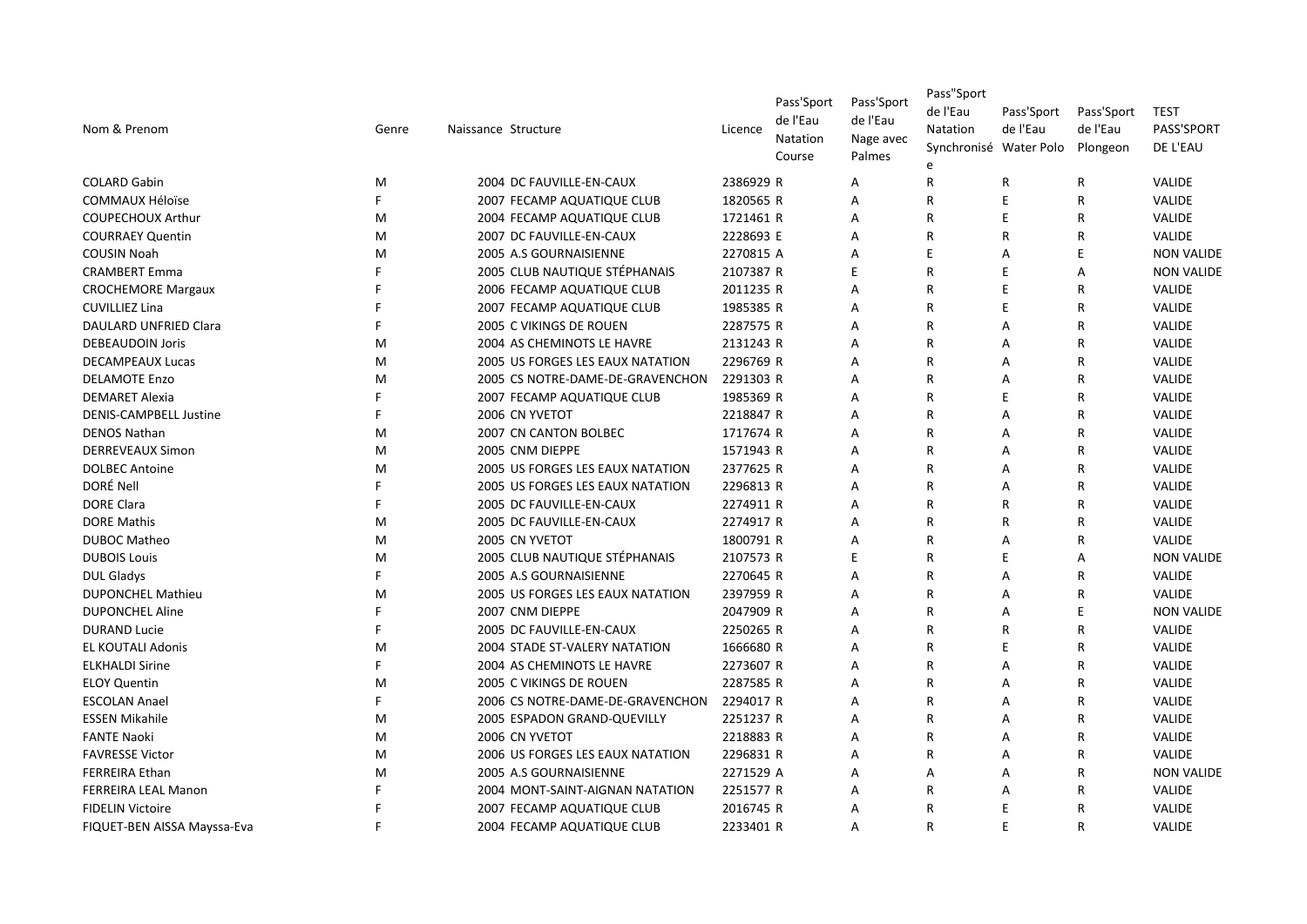| Nom & Prenom | Genre | Naissance | Structure | Licence | Pass'Sport de l'Eau Natation Course | Pass'Sport de l'Eau Nage avec Palmes | Pass"Sport de l'Eau Natation Synchronisée | Pass'Sport de l'Eau Water Polo | Pass'Sport de l'Eau Plongeon | TEST PASS'SPORT DE L'EAU |
|---|---|---|---|---|---|---|---|---|---|---|
| COLARD Gabin | M | 2004 | DC FAUVILLE-EN-CAUX | 2386929 | R | A | R | R | R | VALIDE |
| COMMAUX Héloïse | F | 2007 | FECAMP AQUATIQUE CLUB | 1820565 | R | A | R | E | R | VALIDE |
| COUPECHOUX Arthur | M | 2004 | FECAMP AQUATIQUE CLUB | 1721461 | R | A | R | E | R | VALIDE |
| COURRAEY Quentin | M | 2007 | DC FAUVILLE-EN-CAUX | 2228693 | E | A | R | R | R | VALIDE |
| COUSIN Noah | M | 2005 | A.S GOURNAISIENNE | 2270815 | A | A | E | A | E | NON VALIDE |
| CRAMBERT Emma | F | 2005 | CLUB NAUTIQUE STÉPHANAIS | 2107387 | R | E | R | E | A | NON VALIDE |
| CROCHEMORE Margaux | F | 2006 | FECAMP AQUATIQUE CLUB | 2011235 | R | A | R | E | R | VALIDE |
| CUVILLIEZ Lina | F | 2007 | FECAMP AQUATIQUE CLUB | 1985385 | R | A | R | E | R | VALIDE |
| DAULARD UNFRIED Clara | F | 2005 | C VIKINGS DE ROUEN | 2287575 | R | A | R | A | R | VALIDE |
| DEBEAUDOIN Joris | M | 2004 | AS CHEMINOTS LE HAVRE | 2131243 | R | A | R | A | R | VALIDE |
| DECAMPEAUX Lucas | M | 2005 | US FORGES LES EAUX NATATION | 2296769 | R | A | R | A | R | VALIDE |
| DELAMOTE Enzo | M | 2005 | CS NOTRE-DAME-DE-GRAVENCHON | 2291303 | R | A | R | A | R | VALIDE |
| DEMARET Alexia | F | 2007 | FECAMP AQUATIQUE CLUB | 1985369 | R | A | R | E | R | VALIDE |
| DENIS-CAMPBELL Justine | F | 2006 | CN YVETOT | 2218847 | R | A | R | A | R | VALIDE |
| DENOS Nathan | M | 2007 | CN CANTON BOLBEC | 1717674 | R | A | R | A | R | VALIDE |
| DERREVEAUX Simon | M | 2005 | CNM DIEPPE | 1571943 | R | A | R | A | R | VALIDE |
| DOLBEC Antoine | M | 2005 | US FORGES LES EAUX NATATION | 2377625 | R | A | R | A | R | VALIDE |
| DORÉ Nell | F | 2005 | US FORGES LES EAUX NATATION | 2296813 | R | A | R | A | R | VALIDE |
| DORE Clara | F | 2005 | DC FAUVILLE-EN-CAUX | 2274911 | R | A | R | R | R | VALIDE |
| DORE Mathis | M | 2005 | DC FAUVILLE-EN-CAUX | 2274917 | R | A | R | R | R | VALIDE |
| DUBOC Matheo | M | 2005 | CN YVETOT | 1800791 | R | A | R | A | R | VALIDE |
| DUBOIS Louis | M | 2005 | CLUB NAUTIQUE STÉPHANAIS | 2107573 | R | E | R | E | A | NON VALIDE |
| DUL Gladys | F | 2005 | A.S GOURNAISIENNE | 2270645 | R | A | R | A | R | VALIDE |
| DUPONCHEL Mathieu | M | 2005 | US FORGES LES EAUX NATATION | 2397959 | R | A | R | A | R | VALIDE |
| DUPONCHEL Aline | F | 2007 | CNM DIEPPE | 2047909 | R | A | R | A | E | NON VALIDE |
| DURAND Lucie | F | 2005 | DC FAUVILLE-EN-CAUX | 2250265 | R | A | R | R | R | VALIDE |
| EL KOUTALI Adonis | M | 2004 | STADE ST-VALERY NATATION | 1666680 | R | A | R | E | R | VALIDE |
| ELKHALDI Sirine | F | 2004 | AS CHEMINOTS LE HAVRE | 2273607 | R | A | R | A | R | VALIDE |
| ELOY Quentin | M | 2005 | C VIKINGS DE ROUEN | 2287585 | R | A | R | A | R | VALIDE |
| ESCOLAN Anael | F | 2006 | CS NOTRE-DAME-DE-GRAVENCHON | 2294017 | R | A | R | A | R | VALIDE |
| ESSEN Mikahile | M | 2005 | ESPADON GRAND-QUEVILLY | 2251237 | R | A | R | A | R | VALIDE |
| FANTE Naoki | M | 2006 | CN YVETOT | 2218883 | R | A | R | A | R | VALIDE |
| FAVRESSE Victor | M | 2006 | US FORGES LES EAUX NATATION | 2296831 | R | A | R | A | R | VALIDE |
| FERREIRA Ethan | M | 2005 | A.S GOURNAISIENNE | 2271529 | A | A | A | A | R | NON VALIDE |
| FERREIRA LEAL Manon | F | 2004 | MONT-SAINT-AIGNAN NATATION | 2251577 | R | A | R | A | R | VALIDE |
| FIDELIN Victoire | F | 2007 | FECAMP AQUATIQUE CLUB | 2016745 | R | A | R | E | R | VALIDE |
| FIQUET-BEN AISSA Mayssa-Eva | F | 2004 | FECAMP AQUATIQUE CLUB | 2233401 | R | A | R | E | R | VALIDE |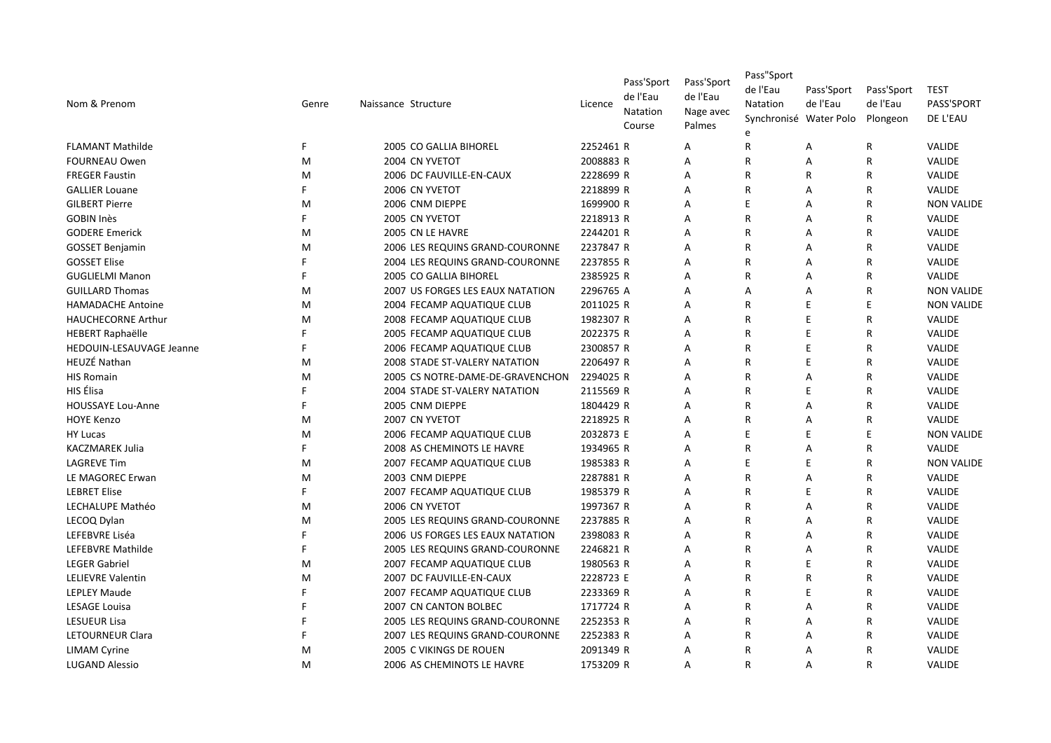| Nom & Prenom | Genre | Naissance | Structure | Licence | Pass'Sport de l'Eau Natation Course | Pass'Sport de l'Eau Nage avec Palmes | Pass"Sport de l'Eau Natation Synchronisée | Pass'Sport de l'Eau Water Polo | Pass'Sport de l'Eau Plongeon | TEST PASS'SPORT DE L'EAU |
|---|---|---|---|---|---|---|---|---|---|---|
| FLAMANT Mathilde | F | 2005 | CO GALLIA BIHOREL | 2252461 | R | A | R | A | R | VALIDE |
| FOURNEAU Owen | M | 2004 | CN YVETOT | 2008883 | R | A | R | A | R | VALIDE |
| FREGER Faustin | M | 2006 | DC FAUVILLE-EN-CAUX | 2228699 | R | A | R | R | R | VALIDE |
| GALLIER Louane | F | 2006 | CN YVETOT | 2218899 | R | A | R | A | R | VALIDE |
| GILBERT Pierre | M | 2006 | CNM DIEPPE | 1699900 | R | A | E | A | R | NON VALIDE |
| GOBIN Inès | F | 2005 | CN YVETOT | 2218913 | R | A | R | A | R | VALIDE |
| GODERE Emerick | M | 2005 | CN LE HAVRE | 2244201 | R | A | R | A | R | VALIDE |
| GOSSET Benjamin | M | 2006 | LES REQUINS GRAND-COURONNE | 2237847 | R | A | R | A | R | VALIDE |
| GOSSET Elise | F | 2004 | LES REQUINS GRAND-COURONNE | 2237855 | R | A | R | A | R | VALIDE |
| GUGLIELMI Manon | F | 2005 | CO GALLIA BIHOREL | 2385925 | R | A | R | A | R | VALIDE |
| GUILLARD Thomas | M | 2007 | US FORGES LES EAUX NATATION | 2296765 | A | A | A | A | R | NON VALIDE |
| HAMADACHE Antoine | M | 2004 | FECAMP AQUATIQUE CLUB | 2011025 | R | A | R | E | E | NON VALIDE |
| HAUCHECORNE Arthur | M | 2008 | FECAMP AQUATIQUE CLUB | 1982307 | R | A | R | E | R | VALIDE |
| HEBERT Raphaëlle | F | 2005 | FECAMP AQUATIQUE CLUB | 2022375 | R | A | R | E | R | VALIDE |
| HEDOUIN-LESAUVAGE Jeanne | F | 2006 | FECAMP AQUATIQUE CLUB | 2300857 | R | A | R | E | R | VALIDE |
| HEUZÉ Nathan | M | 2008 | STADE ST-VALERY NATATION | 2206497 | R | A | R | E | R | VALIDE |
| HIS Romain | M | 2005 | CS NOTRE-DAME-DE-GRAVENCHON | 2294025 | R | A | R | A | R | VALIDE |
| HIS Élisa | F | 2004 | STADE ST-VALERY NATATION | 2115569 | R | A | R | E | R | VALIDE |
| HOUSSAYE Lou-Anne | F | 2005 | CNM DIEPPE | 1804429 | R | A | R | A | R | VALIDE |
| HOYE Kenzo | M | 2007 | CN YVETOT | 2218925 | R | A | R | A | R | VALIDE |
| HY Lucas | M | 2006 | FECAMP AQUATIQUE CLUB | 2032873 | E | A | E | E | E | NON VALIDE |
| KACZMAREK Julia | F | 2008 | AS CHEMINOTS LE HAVRE | 1934965 | R | A | R | A | R | VALIDE |
| LAGREVE Tim | M | 2007 | FECAMP AQUATIQUE CLUB | 1985383 | R | A | E | E | R | NON VALIDE |
| LE MAGOREC Erwan | M | 2003 | CNM DIEPPE | 2287881 | R | A | R | A | R | VALIDE |
| LEBRET Elise | F | 2007 | FECAMP AQUATIQUE CLUB | 1985379 | R | A | R | E | R | VALIDE |
| LECHALUPE Mathéo | M | 2006 | CN YVETOT | 1997367 | R | A | R | A | R | VALIDE |
| LECOQ Dylan | M | 2005 | LES REQUINS GRAND-COURONNE | 2237885 | R | A | R | A | R | VALIDE |
| LEFEBVRE Liséa | F | 2006 | US FORGES LES EAUX NATATION | 2398083 | R | A | R | A | R | VALIDE |
| LEFEBVRE Mathilde | F | 2005 | LES REQUINS GRAND-COURONNE | 2246821 | R | A | R | A | R | VALIDE |
| LEGER Gabriel | M | 2007 | FECAMP AQUATIQUE CLUB | 1980563 | R | A | R | E | R | VALIDE |
| LELIEVRE Valentin | M | 2007 | DC FAUVILLE-EN-CAUX | 2228723 | E | A | R | R | R | VALIDE |
| LEPLEY Maude | F | 2007 | FECAMP AQUATIQUE CLUB | 2233369 | R | A | R | E | R | VALIDE |
| LESAGE Louisa | F | 2007 | CN CANTON BOLBEC | 1717724 | R | A | R | A | R | VALIDE |
| LESUEUR Lisa | F | 2005 | LES REQUINS GRAND-COURONNE | 2252353 | R | A | R | A | R | VALIDE |
| LETOURNEUR Clara | F | 2007 | LES REQUINS GRAND-COURONNE | 2252383 | R | A | R | A | R | VALIDE |
| LIMAM Cyrine | M | 2005 | C VIKINGS DE ROUEN | 2091349 | R | A | R | A | R | VALIDE |
| LUGAND Alessio | M | 2006 | AS CHEMINOTS LE HAVRE | 1753209 | R | A | R | A | R | VALIDE |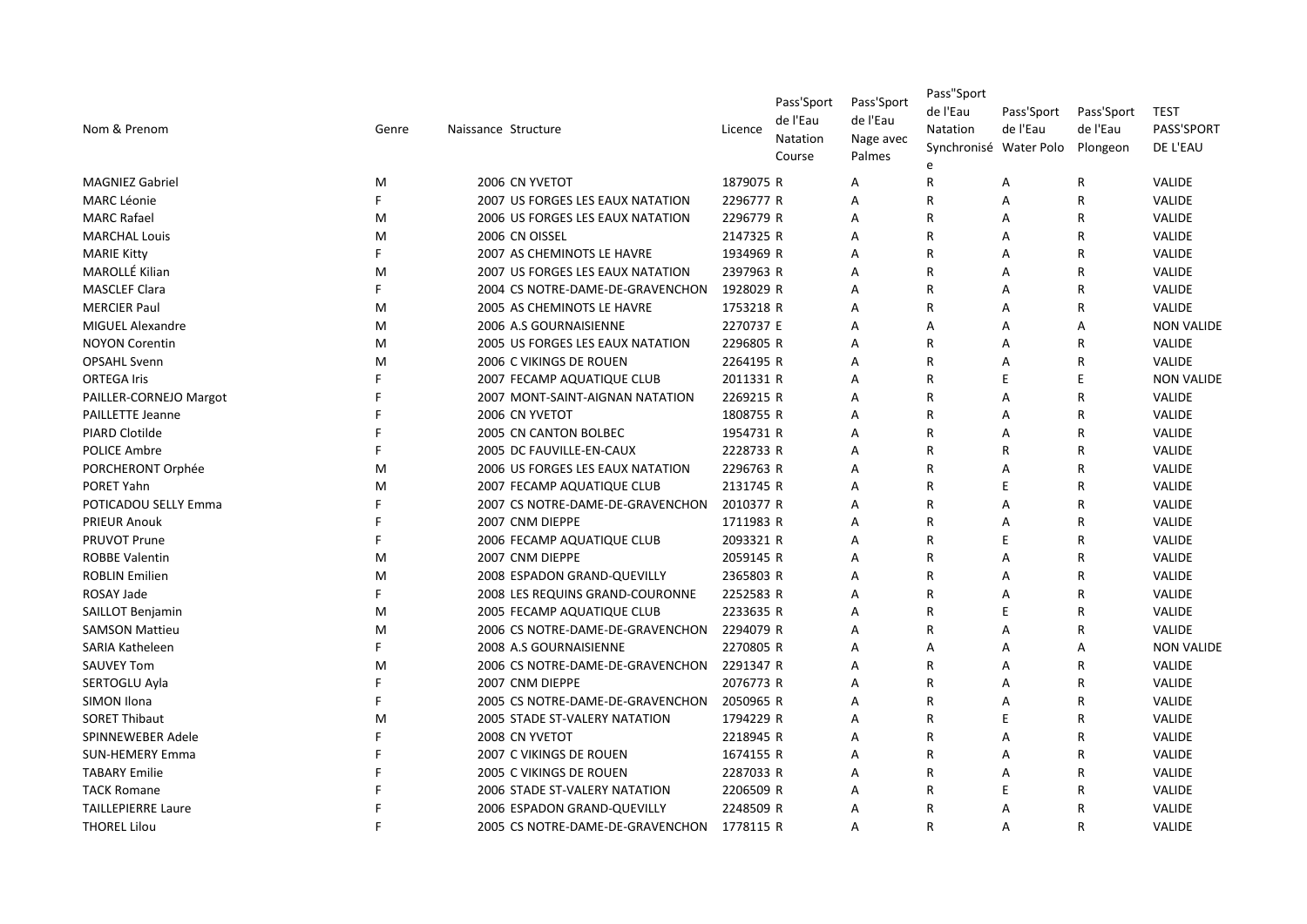| Nom & Prenom | Genre | Naissance | Structure | Licence | Pass'Sport de l'Eau Natation Course | Pass'Sport de l'Eau Nage avec Palmes | Pass"Sport de l'Eau Natation Synchronisée | Pass'Sport de l'Eau Water Polo | Pass'Sport de l'Eau Plongeon | TEST PASS'SPORT DE L'EAU |
|---|---|---|---|---|---|---|---|---|---|---|
| MAGNIEZ Gabriel | M | 2006 | CN YVETOT | 1879075 | R | A | R | A | R | VALIDE |
| MARC Léonie | F | 2007 | US FORGES LES EAUX NATATION | 2296777 | R | A | R | A | R | VALIDE |
| MARC Rafael | M | 2006 | US FORGES LES EAUX NATATION | 2296779 | R | A | R | A | R | VALIDE |
| MARCHAL Louis | M | 2006 | CN OISSEL | 2147325 | R | A | R | A | R | VALIDE |
| MARIE Kitty | F | 2007 | AS CHEMINOTS LE HAVRE | 1934969 | R | A | R | A | R | VALIDE |
| MAROLLÉ Kilian | M | 2007 | US FORGES LES EAUX NATATION | 2397963 | R | A | R | A | R | VALIDE |
| MASCLEF Clara | F | 2004 | CS NOTRE-DAME-DE-GRAVENCHON | 1928029 | R | A | R | A | R | VALIDE |
| MERCIER Paul | M | 2005 | AS CHEMINOTS LE HAVRE | 1753218 | R | A | R | A | R | VALIDE |
| MIGUEL Alexandre | M | 2006 | A.S GOURNAISIENNE | 2270737 | E | A | A | A | A | NON VALIDE |
| NOYON Corentin | M | 2005 | US FORGES LES EAUX NATATION | 2296805 | R | A | R | A | R | VALIDE |
| OPSAHL Svenn | M | 2006 | C VIKINGS DE ROUEN | 2264195 | R | A | R | A | R | VALIDE |
| ORTEGA Iris | F | 2007 | FECAMP AQUATIQUE CLUB | 2011331 | R | A | R | E | E | NON VALIDE |
| PAILLER-CORNEJO Margot | F | 2007 | MONT-SAINT-AIGNAN NATATION | 2269215 | R | A | R | A | R | VALIDE |
| PAILLETTE Jeanne | F | 2006 | CN YVETOT | 1808755 | R | A | R | A | R | VALIDE |
| PIARD Clotilde | F | 2005 | CN CANTON BOLBEC | 1954731 | R | A | R | A | R | VALIDE |
| POLICE Ambre | F | 2005 | DC FAUVILLE-EN-CAUX | 2228733 | R | A | R | R | R | VALIDE |
| PORCHERONT Orphée | M | 2006 | US FORGES LES EAUX NATATION | 2296763 | R | A | R | A | R | VALIDE |
| PORET Yahn | M | 2007 | FECAMP AQUATIQUE CLUB | 2131745 | R | A | R | E | R | VALIDE |
| POTICADOU SELLY Emma | F | 2007 | CS NOTRE-DAME-DE-GRAVENCHON | 2010377 | R | A | R | A | R | VALIDE |
| PRIEUR Anouk | F | 2007 | CNM DIEPPE | 1711983 | R | A | R | A | R | VALIDE |
| PRUVOT Prune | F | 2006 | FECAMP AQUATIQUE CLUB | 2093321 | R | A | R | E | R | VALIDE |
| ROBBE Valentin | M | 2007 | CNM DIEPPE | 2059145 | R | A | R | A | R | VALIDE |
| ROBLIN Emilien | M | 2008 | ESPADON GRAND-QUEVILLY | 2365803 | R | A | R | A | R | VALIDE |
| ROSAY Jade | F | 2008 | LES REQUINS GRAND-COURONNE | 2252583 | R | A | R | A | R | VALIDE |
| SAILLOT Benjamin | M | 2005 | FECAMP AQUATIQUE CLUB | 2233635 | R | A | R | E | R | VALIDE |
| SAMSON Mattieu | M | 2006 | CS NOTRE-DAME-DE-GRAVENCHON | 2294079 | R | A | R | A | R | VALIDE |
| SARIA Katheleen | F | 2008 | A.S GOURNAISIENNE | 2270805 | R | A | A | A | A | NON VALIDE |
| SAUVEY Tom | M | 2006 | CS NOTRE-DAME-DE-GRAVENCHON | 2291347 | R | A | R | A | R | VALIDE |
| SERTOGLU Ayla | F | 2007 | CNM DIEPPE | 2076773 | R | A | R | A | R | VALIDE |
| SIMON Ilona | F | 2005 | CS NOTRE-DAME-DE-GRAVENCHON | 2050965 | R | A | R | A | R | VALIDE |
| SORET Thibaut | M | 2005 | STADE ST-VALERY NATATION | 1794229 | R | A | R | E | R | VALIDE |
| SPINNEWEBER Adele | F | 2008 | CN YVETOT | 2218945 | R | A | R | A | R | VALIDE |
| SUN-HEMERY Emma | F | 2007 | C VIKINGS DE ROUEN | 1674155 | R | A | R | A | R | VALIDE |
| TABARY Emilie | F | 2005 | C VIKINGS DE ROUEN | 2287033 | R | A | R | A | R | VALIDE |
| TACK Romane | F | 2006 | STADE ST-VALERY NATATION | 2206509 | R | A | R | E | R | VALIDE |
| TAILLEPIERRE Laure | F | 2006 | ESPADON GRAND-QUEVILLY | 2248509 | R | A | R | A | R | VALIDE |
| THOREL Lilou | F | 2005 | CS NOTRE-DAME-DE-GRAVENCHON | 1778115 | R | A | R | A | R | VALIDE |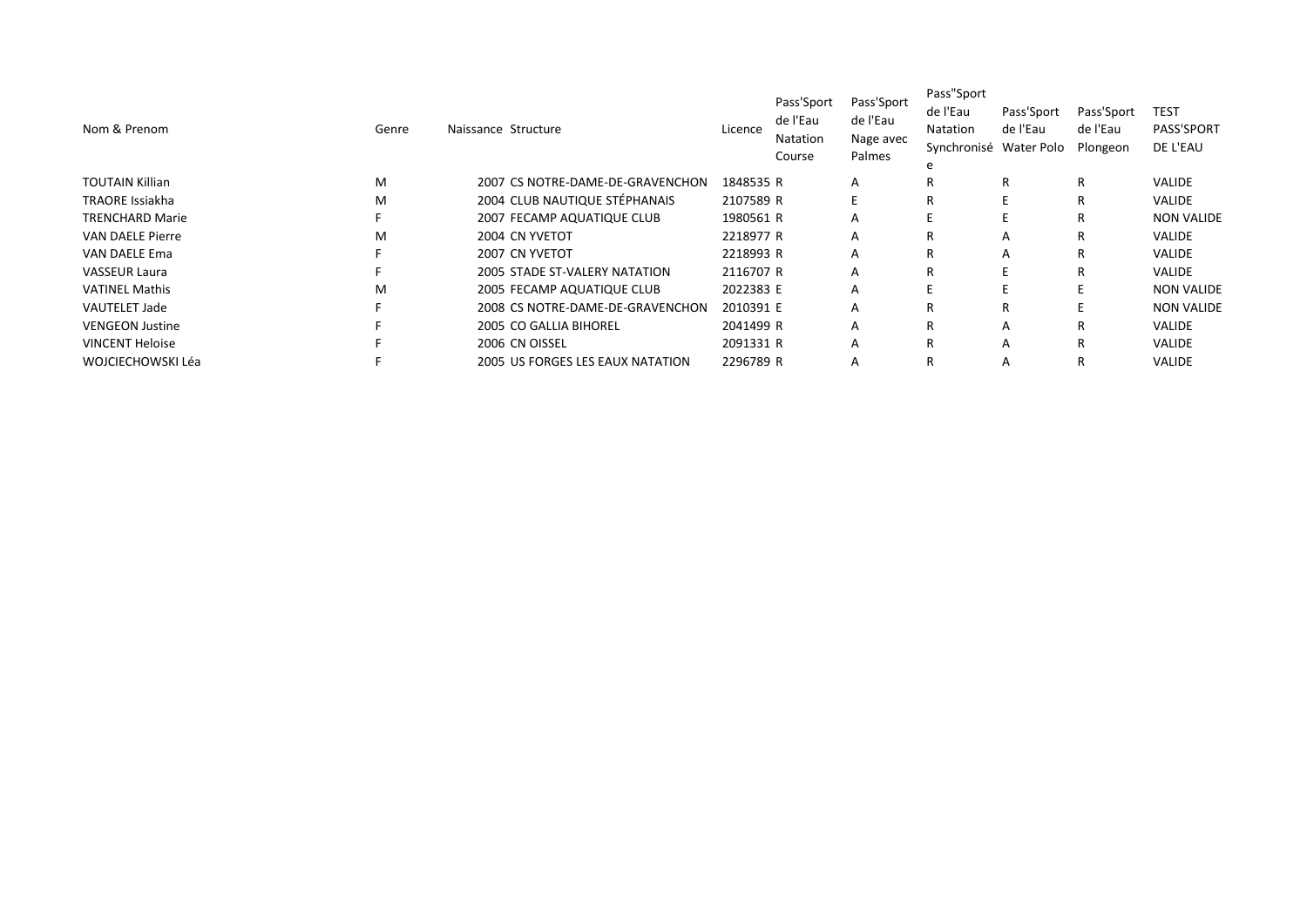| Nom & Prenom | Genre | Naissance | Structure | Licence | Pass'Sport de l'Eau Natation Course | Pass'Sport de l'Eau Nage avec Palmes | Pass"Sport de l'Eau Natation Synchronisée | Pass'Sport de l'Eau Water Polo | Pass'Sport de l'Eau Plongeon | TEST PASS'SPORT DE L'EAU |
|---|---|---|---|---|---|---|---|---|---|---|
| TOUTAIN Killian | M | 2007 | CS NOTRE-DAME-DE-GRAVENCHON | 1848535 | R | A | R | R | R | VALIDE |
| TRAORE Issiakha | M | 2004 | CLUB NAUTIQUE STÉPHANAIS | 2107589 | R | E | R | E | R | VALIDE |
| TRENCHARD Marie | F | 2007 | FECAMP AQUATIQUE CLUB | 1980561 | R | A | E | E | R | NON VALIDE |
| VAN DAELE Pierre | M | 2004 | CN YVETOT | 2218977 | R | A | R | A | R | VALIDE |
| VAN DAELE Ema | F | 2007 | CN YVETOT | 2218993 | R | A | R | A | R | VALIDE |
| VASSEUR Laura | F | 2005 | STADE ST-VALERY NATATION | 2116707 | R | A | R | E | R | VALIDE |
| VATINEL Mathis | M | 2005 | FECAMP AQUATIQUE CLUB | 2022383 | E | A | E | E | E | NON VALIDE |
| VAUTELET Jade | F | 2008 | CS NOTRE-DAME-DE-GRAVENCHON | 2010391 | E | A | R | R | E | NON VALIDE |
| VENGEON Justine | F | 2005 | CO GALLIA BIHOREL | 2041499 | R | A | R | A | R | VALIDE |
| VINCENT Heloise | F | 2006 | CN OISSEL | 2091331 | R | A | R | A | R | VALIDE |
| WOJCIECHOWSKI Léa | F | 2005 | US FORGES LES EAUX NATATION | 2296789 | R | A | R | A | R | VALIDE |